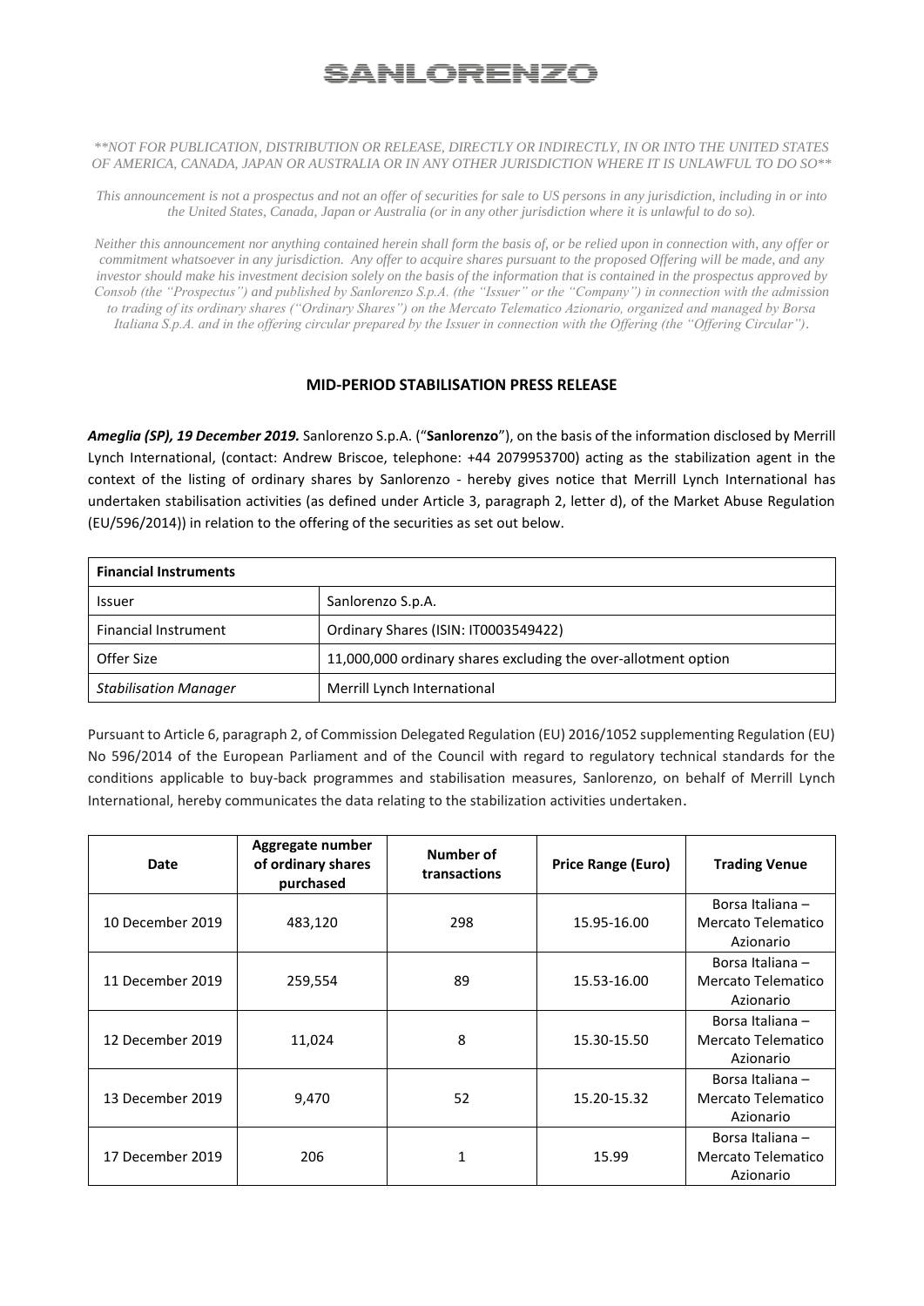# SANLORENZO

*\*\*NOT FOR PUBLICATION, DISTRIBUTION OR RELEASE, DIRECTLY OR INDIRECTLY, IN OR INTO THE UNITED STATES OF AMERICA, CANADA, JAPAN OR AUSTRALIA OR IN ANY OTHER JURISDICTION WHERE IT IS UNLAWFUL TO DO SO\*\**

*This announcement is not a prospectus and not an offer of securities for sale to US persons in any jurisdiction, including in or into the United States, Canada, Japan or Australia (or in any other jurisdiction where it is unlawful to do so).*

*Neither this announcement nor anything contained herein shall form the basis of, or be relied upon in connection with, any offer or commitment whatsoever in any jurisdiction. Any offer to acquire shares pursuant to the proposed Offering will be made, and any investor should make his investment decision solely on the basis of the information that is contained in the prospectus approved by Consob (the "Prospectus") and published by Sanlorenzo S.p.A. (the "Issuer" or the "Company") in connection with the admission to trading of its ordinary shares ("Ordinary Shares") on the Mercato Telematico Azionario, organized and managed by Borsa Italiana S.p.A. and in the offering circular prepared by the Issuer in connection with the Offering (the "Offering Circular").*

## MID-PERIOD STABILISATION PRESS RELEASE

***Ameglia (SP), 19 December 2019.*** Sanlorenzo S.p.A. ("**Sanlorenzo**"), on the basis of the information disclosed by Merrill Lynch International, (contact: Andrew Briscoe, telephone: +44 2079953700) acting as the stabilization agent in the context of the listing of ordinary shares by Sanlorenzo - hereby gives notice that Merrill Lynch International has undertaken stabilisation activities (as defined under Article 3, paragraph 2, letter d), of the Market Abuse Regulation (EU/596/2014)) in relation to the offering of the securities as set out below.

| **Financial Instruments** | |
|---|---|
| Issuer | Sanlorenzo S.p.A. |
| Financial Instrument | Ordinary Shares (ISIN: IT0003549422) |
| Offer Size | 11,000,000 ordinary shares excluding the over-allotment option |
| *Stabilisation Manager* | Merrill Lynch International |

Pursuant to Article 6, paragraph 2, of Commission Delegated Regulation (EU) 2016/1052 supplementing Regulation (EU) No 596/2014 of the European Parliament and of the Council with regard to regulatory technical standards for the conditions applicable to buy-back programmes and stabilisation measures, Sanlorenzo, on behalf of Merrill Lynch International, hereby communicates the data relating to the stabilization activities undertaken.

| Date | Aggregate number of ordinary shares purchased | Number of transactions | Price Range (Euro) | Trading Venue |
|---|---|---|---|---|
| 10 December 2019 | 483,120 | 298 | 15.95-16.00 | Borsa Italiana – Mercato Telematico Azionario |
| 11 December 2019 | 259,554 | 89 | 15.53-16.00 | Borsa Italiana – Mercato Telematico Azionario |
| 12 December 2019 | 11,024 | 8 | 15.30-15.50 | Borsa Italiana – Mercato Telematico Azionario |
| 13 December 2019 | 9,470 | 52 | 15.20-15.32 | Borsa Italiana – Mercato Telematico Azionario |
| 17 December 2019 | 206 | 1 | 15.99 | Borsa Italiana – Mercato Telematico Azionario |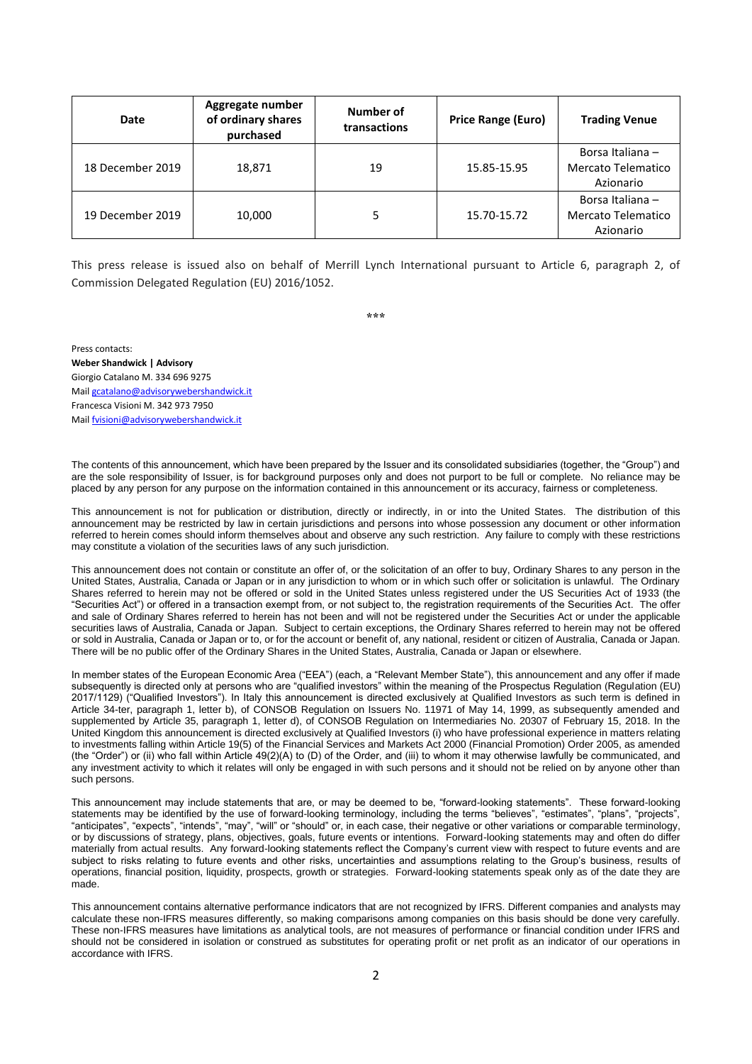| Date | Aggregate number of ordinary shares purchased | Number of transactions | Price Range (Euro) | Trading Venue |
|---|---|---|---|---|
| 18 December 2019 | 18,871 | 19 | 15.85-15.95 | Borsa Italiana – Mercato Telematico Azionario |
| 19 December 2019 | 10,000 | 5 | 15.70-15.72 | Borsa Italiana – Mercato Telematico Azionario |

This press release is issued also on behalf of Merrill Lynch International pursuant to Article 6, paragraph 2, of Commission Delegated Regulation (EU) 2016/1052.

***

Press contacts:
**Weber Shandwick | Advisory**
Giorgio Catalano M. 334 696 9275
Mail gcatalano@advisorywebershandwick.it
Francesca Visioni M. 342 973 7950
Mail fvisioni@advisorywebershandwick.it

The contents of this announcement, which have been prepared by the Issuer and its consolidated subsidiaries (together, the "Group") and are the sole responsibility of Issuer, is for background purposes only and does not purport to be full or complete. No reliance may be placed by any person for any purpose on the information contained in this announcement or its accuracy, fairness or completeness.

This announcement is not for publication or distribution, directly or indirectly, in or into the United States. The distribution of this announcement may be restricted by law in certain jurisdictions and persons into whose possession any document or other information referred to herein comes should inform themselves about and observe any such restriction. Any failure to comply with these restrictions may constitute a violation of the securities laws of any such jurisdiction.

This announcement does not contain or constitute an offer of, or the solicitation of an offer to buy, Ordinary Shares to any person in the United States, Australia, Canada or Japan or in any jurisdiction to whom or in which such offer or solicitation is unlawful. The Ordinary Shares referred to herein may not be offered or sold in the United States unless registered under the US Securities Act of 1933 (the "Securities Act") or offered in a transaction exempt from, or not subject to, the registration requirements of the Securities Act. The offer and sale of Ordinary Shares referred to herein has not been and will not be registered under the Securities Act or under the applicable securities laws of Australia, Canada or Japan. Subject to certain exceptions, the Ordinary Shares referred to herein may not be offered or sold in Australia, Canada or Japan or to, or for the account or benefit of, any national, resident or citizen of Australia, Canada or Japan. There will be no public offer of the Ordinary Shares in the United States, Australia, Canada or Japan or elsewhere.

In member states of the European Economic Area ("EEA") (each, a "Relevant Member State"), this announcement and any offer if made subsequently is directed only at persons who are "qualified investors" within the meaning of the Prospectus Regulation (Regulation (EU) 2017/1129) ("Qualified Investors"). In Italy this announcement is directed exclusively at Qualified Investors as such term is defined in Article 34-ter, paragraph 1, letter b), of CONSOB Regulation on Issuers No. 11971 of May 14, 1999, as subsequently amended and supplemented by Article 35, paragraph 1, letter d), of CONSOB Regulation on Intermediaries No. 20307 of February 15, 2018. In the United Kingdom this announcement is directed exclusively at Qualified Investors (i) who have professional experience in matters relating to investments falling within Article 19(5) of the Financial Services and Markets Act 2000 (Financial Promotion) Order 2005, as amended (the "Order") or (ii) who fall within Article 49(2)(A) to (D) of the Order, and (iii) to whom it may otherwise lawfully be communicated, and any investment activity to which it relates will only be engaged in with such persons and it should not be relied on by anyone other than such persons.

This announcement may include statements that are, or may be deemed to be, "forward-looking statements". These forward-looking statements may be identified by the use of forward-looking terminology, including the terms "believes", "estimates", "plans", "projects", "anticipates", "expects", "intends", "may", "will" or "should" or, in each case, their negative or other variations or comparable terminology, or by discussions of strategy, plans, objectives, goals, future events or intentions. Forward-looking statements may and often do differ materially from actual results. Any forward-looking statements reflect the Company's current view with respect to future events and are subject to risks relating to future events and other risks, uncertainties and assumptions relating to the Group's business, results of operations, financial position, liquidity, prospects, growth or strategies. Forward-looking statements speak only as of the date they are made.

This announcement contains alternative performance indicators that are not recognized by IFRS. Different companies and analysts may calculate these non-IFRS measures differently, so making comparisons among companies on this basis should be done very carefully. These non-IFRS measures have limitations as analytical tools, are not measures of performance or financial condition under IFRS and should not be considered in isolation or construed as substitutes for operating profit or net profit as an indicator of our operations in accordance with IFRS.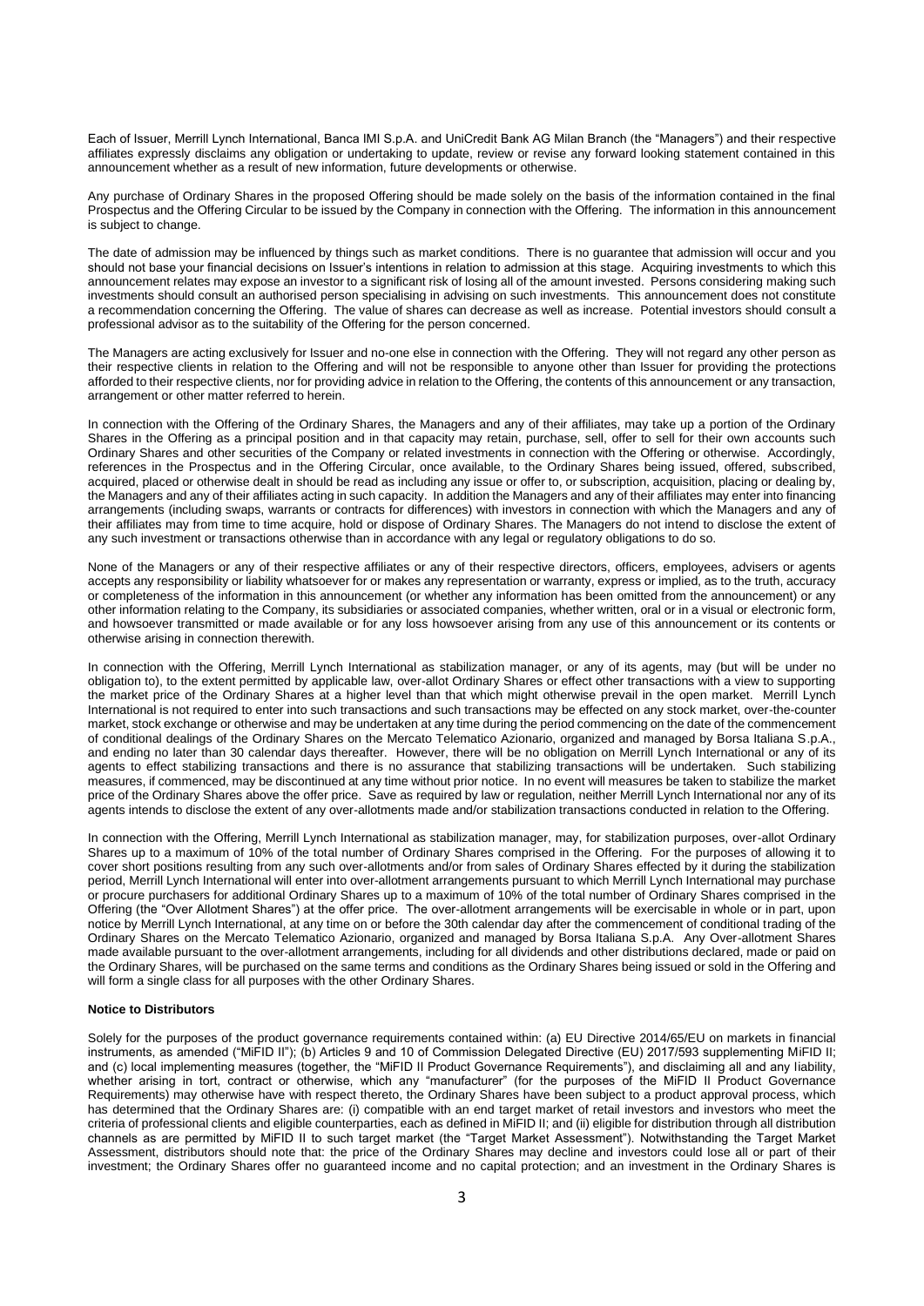Each of Issuer, Merrill Lynch International, Banca IMI S.p.A. and UniCredit Bank AG Milan Branch (the "Managers") and their respective affiliates expressly disclaims any obligation or undertaking to update, review or revise any forward looking statement contained in this announcement whether as a result of new information, future developments or otherwise.

Any purchase of Ordinary Shares in the proposed Offering should be made solely on the basis of the information contained in the final Prospectus and the Offering Circular to be issued by the Company in connection with the Offering. The information in this announcement is subject to change.

The date of admission may be influenced by things such as market conditions. There is no guarantee that admission will occur and you should not base your financial decisions on Issuer's intentions in relation to admission at this stage. Acquiring investments to which this announcement relates may expose an investor to a significant risk of losing all of the amount invested. Persons considering making such investments should consult an authorised person specialising in advising on such investments. This announcement does not constitute a recommendation concerning the Offering. The value of shares can decrease as well as increase. Potential investors should consult a professional advisor as to the suitability of the Offering for the person concerned.

The Managers are acting exclusively for Issuer and no-one else in connection with the Offering. They will not regard any other person as their respective clients in relation to the Offering and will not be responsible to anyone other than Issuer for providing the protections afforded to their respective clients, nor for providing advice in relation to the Offering, the contents of this announcement or any transaction, arrangement or other matter referred to herein.

In connection with the Offering of the Ordinary Shares, the Managers and any of their affiliates, may take up a portion of the Ordinary Shares in the Offering as a principal position and in that capacity may retain, purchase, sell, offer to sell for their own accounts such Ordinary Shares and other securities of the Company or related investments in connection with the Offering or otherwise. Accordingly, references in the Prospectus and in the Offering Circular, once available, to the Ordinary Shares being issued, offered, subscribed, acquired, placed or otherwise dealt in should be read as including any issue or offer to, or subscription, acquisition, placing or dealing by, the Managers and any of their affiliates acting in such capacity. In addition the Managers and any of their affiliates may enter into financing arrangements (including swaps, warrants or contracts for differences) with investors in connection with which the Managers and any of their affiliates may from time to time acquire, hold or dispose of Ordinary Shares. The Managers do not intend to disclose the extent of any such investment or transactions otherwise than in accordance with any legal or regulatory obligations to do so.

None of the Managers or any of their respective affiliates or any of their respective directors, officers, employees, advisers or agents accepts any responsibility or liability whatsoever for or makes any representation or warranty, express or implied, as to the truth, accuracy or completeness of the information in this announcement (or whether any information has been omitted from the announcement) or any other information relating to the Company, its subsidiaries or associated companies, whether written, oral or in a visual or electronic form, and howsoever transmitted or made available or for any loss howsoever arising from any use of this announcement or its contents or otherwise arising in connection therewith.

In connection with the Offering, Merrill Lynch International as stabilization manager, or any of its agents, may (but will be under no obligation to), to the extent permitted by applicable law, over-allot Ordinary Shares or effect other transactions with a view to supporting the market price of the Ordinary Shares at a higher level than that which might otherwise prevail in the open market. Merrill Lynch International is not required to enter into such transactions and such transactions may be effected on any stock market, over-the-counter market, stock exchange or otherwise and may be undertaken at any time during the period commencing on the date of the commencement of conditional dealings of the Ordinary Shares on the Mercato Telematico Azionario, organized and managed by Borsa Italiana S.p.A., and ending no later than 30 calendar days thereafter. However, there will be no obligation on Merrill Lynch International or any of its agents to effect stabilizing transactions and there is no assurance that stabilizing transactions will be undertaken. Such stabilizing measures, if commenced, may be discontinued at any time without prior notice. In no event will measures be taken to stabilize the market price of the Ordinary Shares above the offer price. Save as required by law or regulation, neither Merrill Lynch International nor any of its agents intends to disclose the extent of any over-allotments made and/or stabilization transactions conducted in relation to the Offering.

In connection with the Offering, Merrill Lynch International as stabilization manager, may, for stabilization purposes, over-allot Ordinary Shares up to a maximum of 10% of the total number of Ordinary Shares comprised in the Offering. For the purposes of allowing it to cover short positions resulting from any such over-allotments and/or from sales of Ordinary Shares effected by it during the stabilization period, Merrill Lynch International will enter into over-allotment arrangements pursuant to which Merrill Lynch International may purchase or procure purchasers for additional Ordinary Shares up to a maximum of 10% of the total number of Ordinary Shares comprised in the Offering (the "Over Allotment Shares") at the offer price. The over-allotment arrangements will be exercisable in whole or in part, upon notice by Merrill Lynch International, at any time on or before the 30th calendar day after the commencement of conditional trading of the Ordinary Shares on the Mercato Telematico Azionario, organized and managed by Borsa Italiana S.p.A. Any Over-allotment Shares made available pursuant to the over-allotment arrangements, including for all dividends and other distributions declared, made or paid on the Ordinary Shares, will be purchased on the same terms and conditions as the Ordinary Shares being issued or sold in the Offering and will form a single class for all purposes with the other Ordinary Shares.

**Notice to Distributors**

Solely for the purposes of the product governance requirements contained within: (a) EU Directive 2014/65/EU on markets in financial instruments, as amended ("MiFID II"); (b) Articles 9 and 10 of Commission Delegated Directive (EU) 2017/593 supplementing MiFID II; and (c) local implementing measures (together, the "MiFID II Product Governance Requirements"), and disclaiming all and any liability, whether arising in tort, contract or otherwise, which any "manufacturer" (for the purposes of the MiFID II Product Governance Requirements) may otherwise have with respect thereto, the Ordinary Shares have been subject to a product approval process, which has determined that the Ordinary Shares are: (i) compatible with an end target market of retail investors and investors who meet the criteria of professional clients and eligible counterparties, each as defined in MiFID II; and (ii) eligible for distribution through all distribution channels as are permitted by MiFID II to such target market (the "Target Market Assessment"). Notwithstanding the Target Market Assessment, distributors should note that: the price of the Ordinary Shares may decline and investors could lose all or part of their investment; the Ordinary Shares offer no guaranteed income and no capital protection; and an investment in the Ordinary Shares is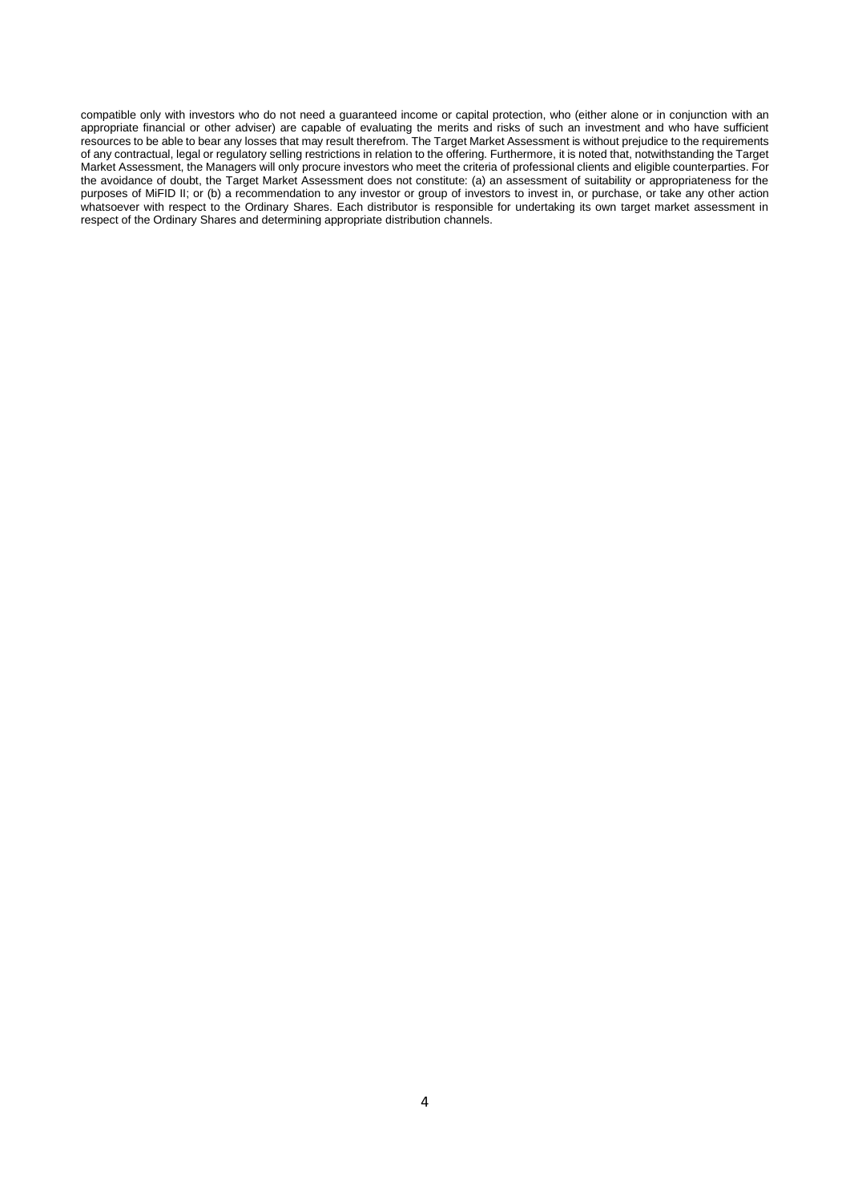compatible only with investors who do not need a guaranteed income or capital protection, who (either alone or in conjunction with an appropriate financial or other adviser) are capable of evaluating the merits and risks of such an investment and who have sufficient resources to be able to bear any losses that may result therefrom. The Target Market Assessment is without prejudice to the requirements of any contractual, legal or regulatory selling restrictions in relation to the offering. Furthermore, it is noted that, notwithstanding the Target Market Assessment, the Managers will only procure investors who meet the criteria of professional clients and eligible counterparties. For the avoidance of doubt, the Target Market Assessment does not constitute: (a) an assessment of suitability or appropriateness for the purposes of MiFID II; or (b) a recommendation to any investor or group of investors to invest in, or purchase, or take any other action whatsoever with respect to the Ordinary Shares. Each distributor is responsible for undertaking its own target market assessment in respect of the Ordinary Shares and determining appropriate distribution channels.